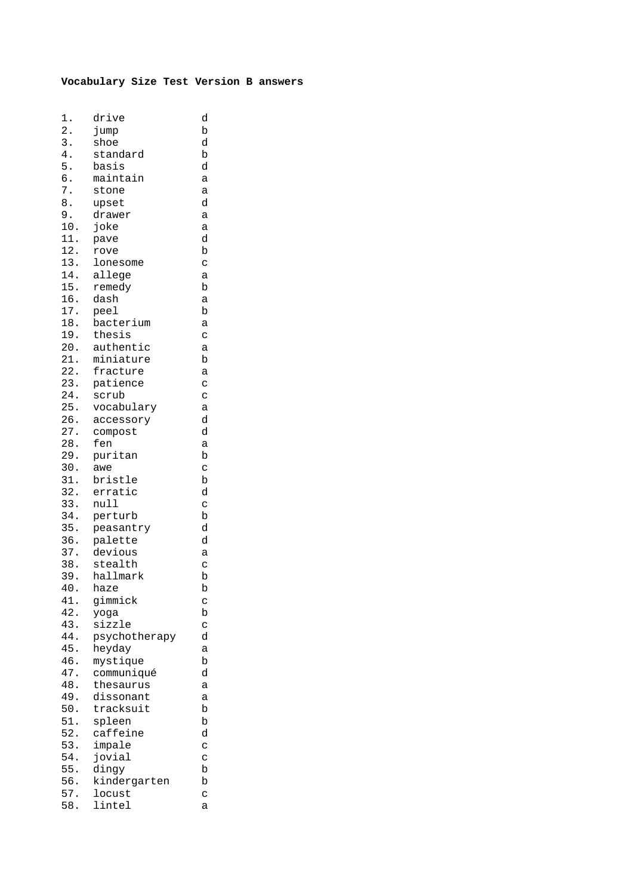**Vocabulary Size Test Version B answers**

| | | |
|---|---|---|
| 1. | drive | d |
| 2. | jump | b |
| 3. | shoe | d |
| 4. | standard | b |
| 5. | basis | d |
| 6. | maintain | a |
| 7. | stone | a |
| 8. | upset | d |
| 9. | drawer | a |
| 10. | joke | a |
| 11. | pave | d |
| 12. | rove | b |
| 13. | lonesome | c |
| 14. | allege | a |
| 15. | remedy | b |
| 16. | dash | a |
| 17. | peel | b |
| 18. | bacterium | a |
| 19. | thesis | c |
| 20. | authentic | a |
| 21. | miniature | b |
| 22. | fracture | a |
| 23. | patience | c |
| 24. | scrub | c |
| 25. | vocabulary | a |
| 26. | accessory | d |
| 27. | compost | d |
| 28. | fen | a |
| 29. | puritan | b |
| 30. | awe | c |
| 31. | bristle | b |
| 32. | erratic | d |
| 33. | null | c |
| 34. | perturb | b |
| 35. | peasantry | d |
| 36. | palette | d |
| 37. | devious | a |
| 38. | stealth | c |
| 39. | hallmark | b |
| 40. | haze | b |
| 41. | gimmick | c |
| 42. | yoga | b |
| 43. | sizzle | c |
| 44. | psychotherapy | d |
| 45. | heyday | a |
| 46. | mystique | b |
| 47. | communiqué | d |
| 48. | thesaurus | a |
| 49. | dissonant | a |
| 50. | tracksuit | b |
| 51. | spleen | b |
| 52. | caffeine | d |
| 53. | impale | c |
| 54. | jovial | c |
| 55. | dingy | b |
| 56. | kindergarten | b |
| 57. | locust | c |
| 58. | lintel | a |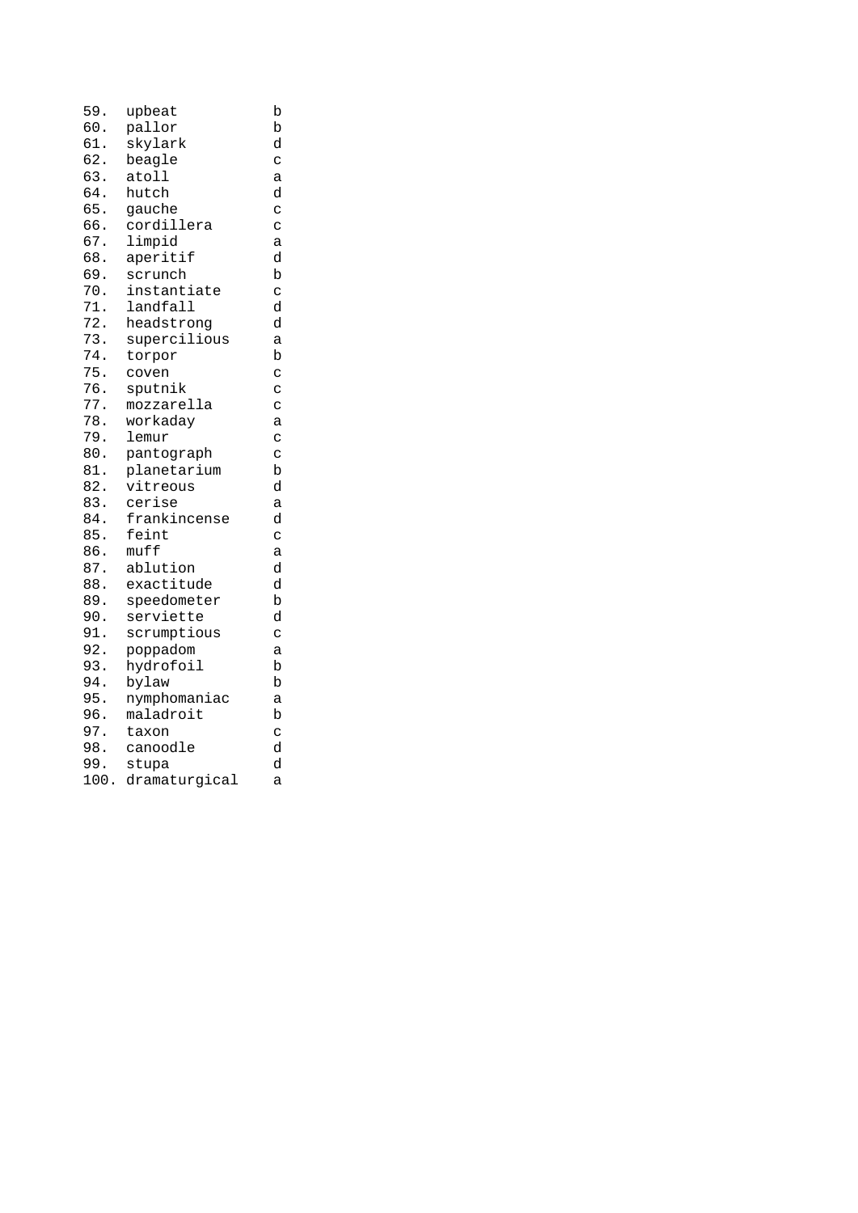| | | |
|---|---|---|
| 59. | upbeat | b |
| 60. | pallor | b |
| 61. | skylark | d |
| 62. | beagle | c |
| 63. | atoll | a |
| 64. | hutch | d |
| 65. | gauche | c |
| 66. | cordillera | c |
| 67. | limpid | a |
| 68. | aperitif | d |
| 69. | scrunch | b |
| 70. | instantiate | c |
| 71. | landfall | d |
| 72. | headstrong | d |
| 73. | supercilious | a |
| 74. | torpor | b |
| 75. | coven | c |
| 76. | sputnik | c |
| 77. | mozzarella | c |
| 78. | workaday | a |
| 79. | lemur | c |
| 80. | pantograph | c |
| 81. | planetarium | b |
| 82. | vitreous | d |
| 83. | cerise | a |
| 84. | frankincense | d |
| 85. | feint | c |
| 86. | muff | a |
| 87. | ablution | d |
| 88. | exactitude | d |
| 89. | speedometer | b |
| 90. | serviette | d |
| 91. | scrumptious | c |
| 92. | poppadom | a |
| 93. | hydrofoil | b |
| 94. | bylaw | b |
| 95. | nymphomaniac | a |
| 96. | maladroit | b |
| 97. | taxon | c |
| 98. | canoodle | d |
| 99. | stupa | d |
| 100. | dramaturgical | a |